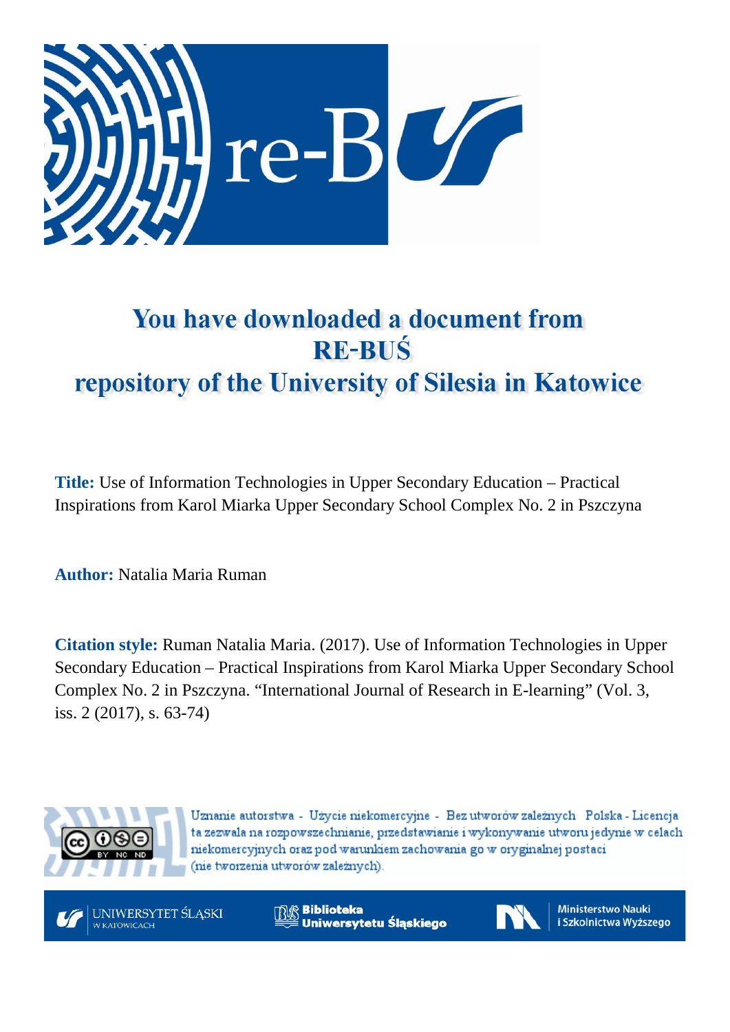# You have downloaded a document from RE-BUŚ repository of the University of Silesia in Katowice

**Title:** Use of Information Technologies in Upper Secondary Education – Practical Inspirations from Karol Miarka Upper Secondary School Complex No. 2 in Pszczyna

**Author:** Natalia Maria Ruman

**Citation style:** Ruman Natalia Maria. (2017). Use of Information Technologies in Upper Secondary Education – Practical Inspirations from Karol Miarka Upper Secondary School Complex No. 2 in Pszczyna. "International Journal of Research in E-learning" (Vol. 3, iss. 2 (2017), s. 63-74)

Uznanie autorstwa - Użycie niekomercyjne - Bez utworów zależnych Polska - Licencja ta zezwala na rozpowszechnianie, przedstawianie i wykonywanie utworu jedynie w celach niekomercyjnych oraz pod warunkiem zachowania go w oryginalnej postaci (nie tworzenia utworów zależnych).

UNIWERSYTET ŚLĄSKI W KATOWICACH

Biblioteka Uniwersytetu Śląskiego

Ministerstwo Nauki i Szkolnictwa Wyższego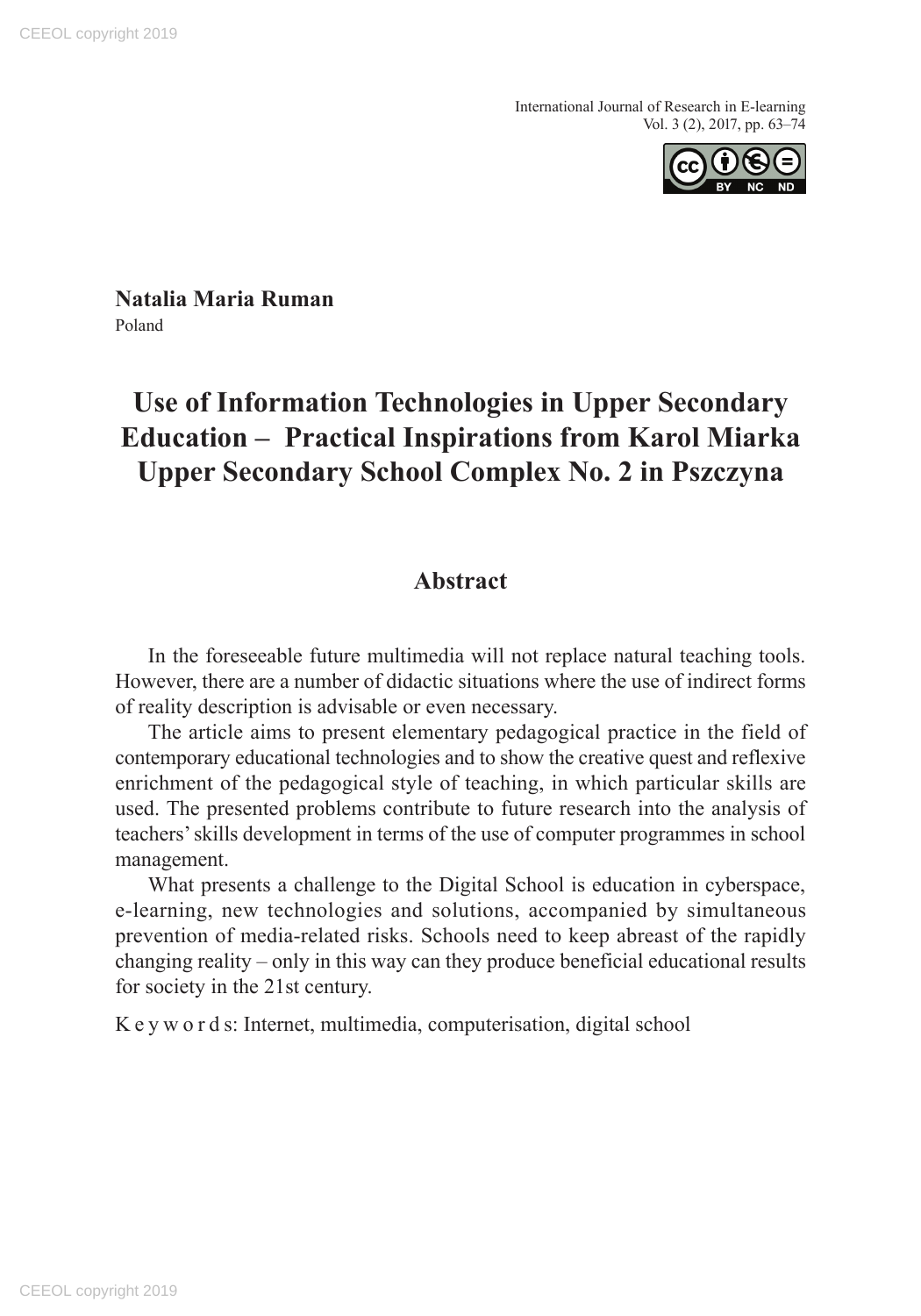**Natalia Maria Ruman**
Poland

# Use of Information Technologies in Upper Secondary Education – Practical Inspirations from Karol Miarka Upper Secondary School Complex No. 2 in Pszczyna

## Abstract

In the foreseeable future multimedia will not replace natural teaching tools. However, there are a number of didactic situations where the use of indirect forms of reality description is advisable or even necessary.

The article aims to present elementary pedagogical practice in the field of contemporary educational technologies and to show the creative quest and reflexive enrichment of the pedagogical style of teaching, in which particular skills are used. The presented problems contribute to future research into the analysis of teachers' skills development in terms of the use of computer programmes in school management.

What presents a challenge to the Digital School is education in cyberspace, e-learning, new technologies and solutions, accompanied by simultaneous prevention of media-related risks. Schools need to keep abreast of the rapidly changing reality – only in this way can they produce beneficial educational results for society in the 21st century.

K e y w o r d s: Internet, multimedia, computerisation, digital school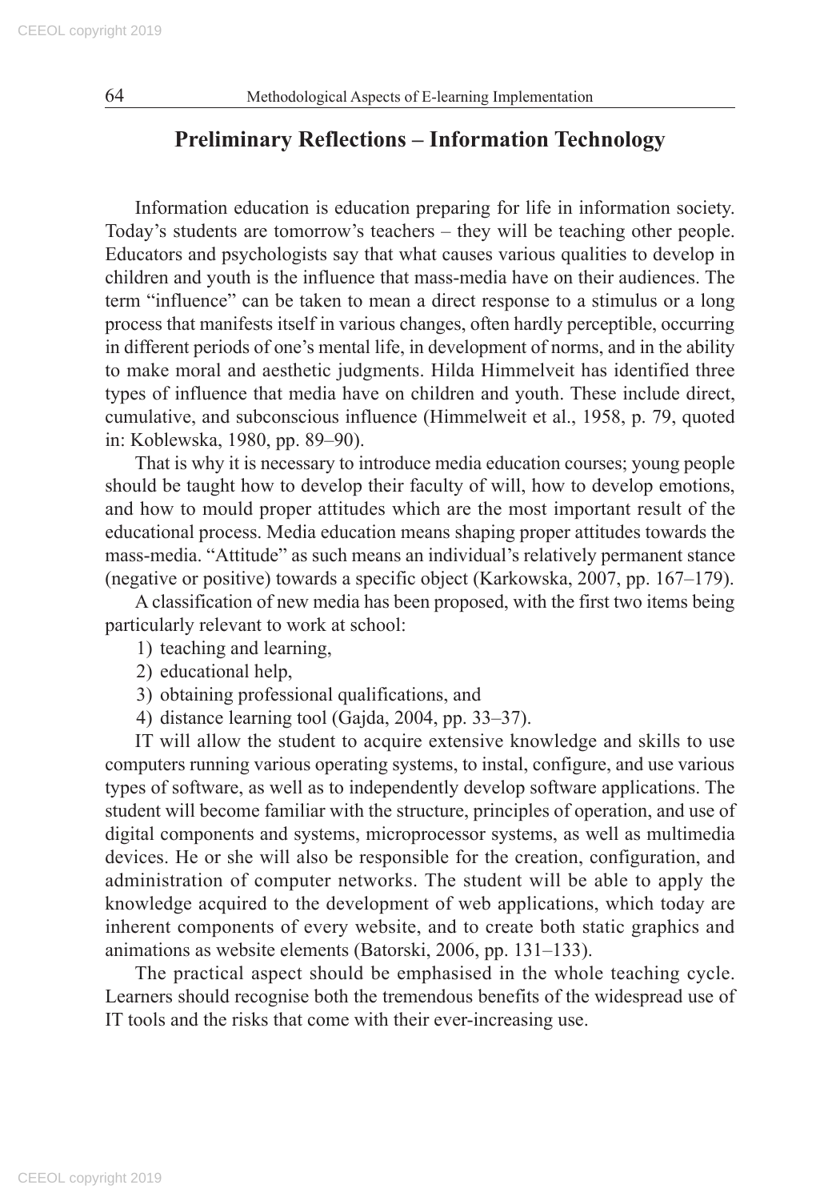## Preliminary Reflections – Information Technology

Information education is education preparing for life in information society. Today's students are tomorrow's teachers – they will be teaching other people. Educators and psychologists say that what causes various qualities to develop in children and youth is the influence that mass-media have on their audiences. The term "influence" can be taken to mean a direct response to a stimulus or a long process that manifests itself in various changes, often hardly perceptible, occurring in different periods of one's mental life, in development of norms, and in the ability to make moral and aesthetic judgments. Hilda Himmelveit has identified three types of influence that media have on children and youth. These include direct, cumulative, and subconscious influence (Himmelweit et al., 1958, p. 79, quoted in: Koblewska, 1980, pp. 89–90).

That is why it is necessary to introduce media education courses; young people should be taught how to develop their faculty of will, how to develop emotions, and how to mould proper attitudes which are the most important result of the educational process. Media education means shaping proper attitudes towards the mass-media. "Attitude" as such means an individual's relatively permanent stance (negative or positive) towards a specific object (Karkowska, 2007, pp. 167–179).

A classification of new media has been proposed, with the first two items being particularly relevant to work at school:

1) teaching and learning,
2) educational help,
3) obtaining professional qualifications, and
4) distance learning tool (Gajda, 2004, pp. 33–37).

IT will allow the student to acquire extensive knowledge and skills to use computers running various operating systems, to instal, configure, and use various types of software, as well as to independently develop software applications. The student will become familiar with the structure, principles of operation, and use of digital components and systems, microprocessor systems, as well as multimedia devices. He or she will also be responsible for the creation, configuration, and administration of computer networks. The student will be able to apply the knowledge acquired to the development of web applications, which today are inherent components of every website, and to create both static graphics and animations as website elements (Batorski, 2006, pp. 131–133).

The practical aspect should be emphasised in the whole teaching cycle. Learners should recognise both the tremendous benefits of the widespread use of IT tools and the risks that come with their ever-increasing use.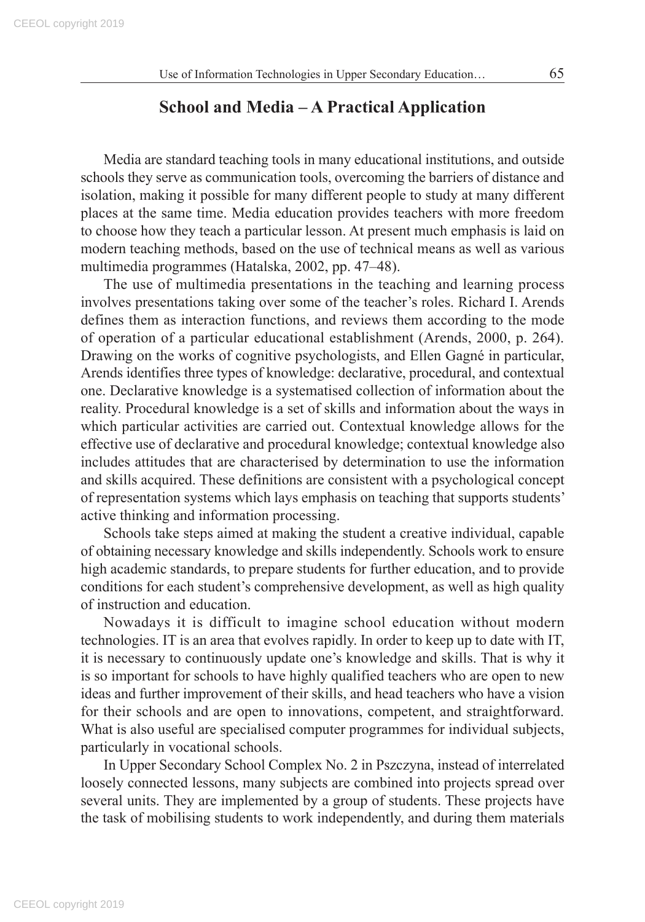## School and Media – A Practical Application

Media are standard teaching tools in many educational institutions, and outside schools they serve as communication tools, overcoming the barriers of distance and isolation, making it possible for many different people to study at many different places at the same time. Media education provides teachers with more freedom to choose how they teach a particular lesson. At present much emphasis is laid on modern teaching methods, based on the use of technical means as well as various multimedia programmes (Hatalska, 2002, pp. 47–48).

The use of multimedia presentations in the teaching and learning process involves presentations taking over some of the teacher's roles. Richard I. Arends defines them as interaction functions, and reviews them according to the mode of operation of a particular educational establishment (Arends, 2000, p. 264). Drawing on the works of cognitive psychologists, and Ellen Gagné in particular, Arends identifies three types of knowledge: declarative, procedural, and contextual one. Declarative knowledge is a systematised collection of information about the reality. Procedural knowledge is a set of skills and information about the ways in which particular activities are carried out. Contextual knowledge allows for the effective use of declarative and procedural knowledge; contextual knowledge also includes attitudes that are characterised by determination to use the information and skills acquired. These definitions are consistent with a psychological concept of representation systems which lays emphasis on teaching that supports students' active thinking and information processing.

Schools take steps aimed at making the student a creative individual, capable of obtaining necessary knowledge and skills independently. Schools work to ensure high academic standards, to prepare students for further education, and to provide conditions for each student's comprehensive development, as well as high quality of instruction and education.

Nowadays it is difficult to imagine school education without modern technologies. IT is an area that evolves rapidly. In order to keep up to date with IT, it is necessary to continuously update one's knowledge and skills. That is why it is so important for schools to have highly qualified teachers who are open to new ideas and further improvement of their skills, and head teachers who have a vision for their schools and are open to innovations, competent, and straightforward. What is also useful are specialised computer programmes for individual subjects, particularly in vocational schools.

In Upper Secondary School Complex No. 2 in Pszczyna, instead of interrelated loosely connected lessons, many subjects are combined into projects spread over several units. They are implemented by a group of students. These projects have the task of mobilising students to work independently, and during them materials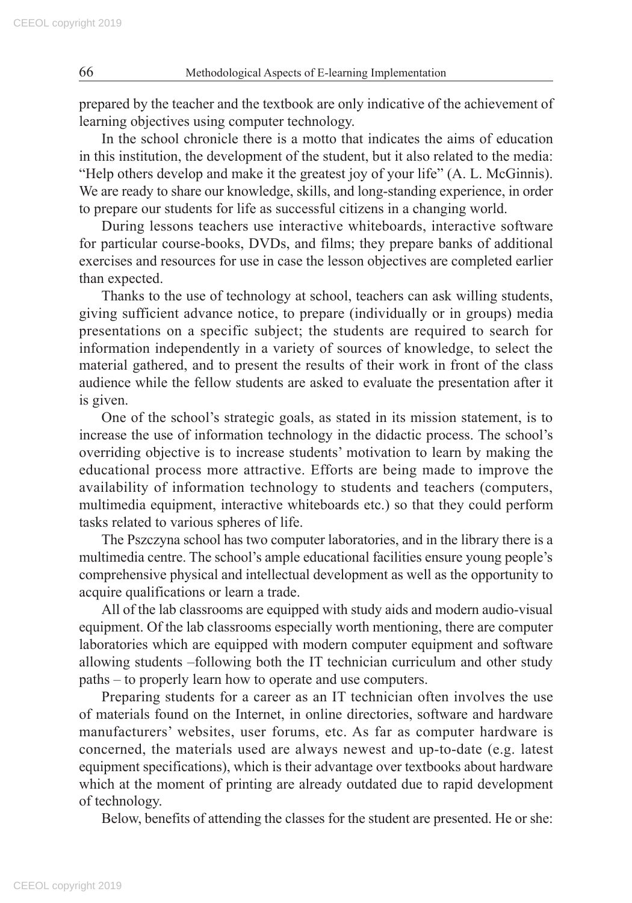prepared by the teacher and the textbook are only indicative of the achievement of learning objectives using computer technology.

In the school chronicle there is a motto that indicates the aims of education in this institution, the development of the student, but it also related to the media: "Help others develop and make it the greatest joy of your life" (A. L. McGinnis). We are ready to share our knowledge, skills, and long-standing experience, in order to prepare our students for life as successful citizens in a changing world.

During lessons teachers use interactive whiteboards, interactive software for particular course-books, DVDs, and films; they prepare banks of additional exercises and resources for use in case the lesson objectives are completed earlier than expected.

Thanks to the use of technology at school, teachers can ask willing students, giving sufficient advance notice, to prepare (individually or in groups) media presentations on a specific subject; the students are required to search for information independently in a variety of sources of knowledge, to select the material gathered, and to present the results of their work in front of the class audience while the fellow students are asked to evaluate the presentation after it is given.

One of the school's strategic goals, as stated in its mission statement, is to increase the use of information technology in the didactic process. The school's overriding objective is to increase students' motivation to learn by making the educational process more attractive. Efforts are being made to improve the availability of information technology to students and teachers (computers, multimedia equipment, interactive whiteboards etc.) so that they could perform tasks related to various spheres of life.

The Pszczyna school has two computer laboratories, and in the library there is a multimedia centre. The school's ample educational facilities ensure young people's comprehensive physical and intellectual development as well as the opportunity to acquire qualifications or learn a trade.

All of the lab classrooms are equipped with study aids and modern audio-visual equipment. Of the lab classrooms especially worth mentioning, there are computer laboratories which are equipped with modern computer equipment and software allowing students –following both the IT technician curriculum and other study paths – to properly learn how to operate and use computers.

Preparing students for a career as an IT technician often involves the use of materials found on the Internet, in online directories, software and hardware manufacturers' websites, user forums, etc. As far as computer hardware is concerned, the materials used are always newest and up-to-date (e.g. latest equipment specifications), which is their advantage over textbooks about hardware which at the moment of printing are already outdated due to rapid development of technology.

Below, benefits of attending the classes for the student are presented. He or she: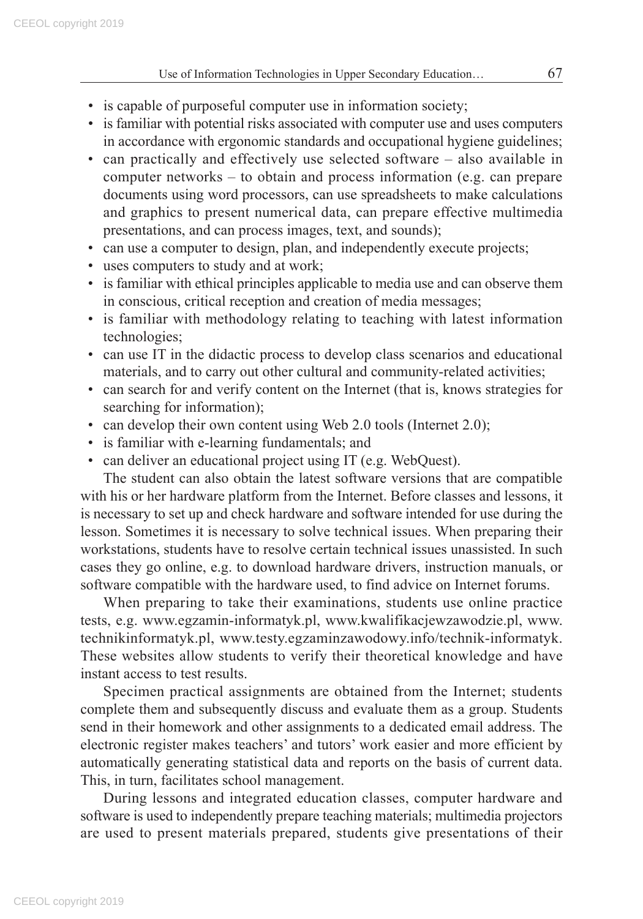- is capable of purposeful computer use in information society;
- is familiar with potential risks associated with computer use and uses computers in accordance with ergonomic standards and occupational hygiene guidelines;
- can practically and effectively use selected software – also available in computer networks – to obtain and process information (e.g. can prepare documents using word processors, can use spreadsheets to make calculations and graphics to present numerical data, can prepare effective multimedia presentations, and can process images, text, and sounds);
- can use a computer to design, plan, and independently execute projects;
- uses computers to study and at work;
- is familiar with ethical principles applicable to media use and can observe them in conscious, critical reception and creation of media messages;
- is familiar with methodology relating to teaching with latest information technologies;
- can use IT in the didactic process to develop class scenarios and educational materials, and to carry out other cultural and community-related activities;
- can search for and verify content on the Internet (that is, knows strategies for searching for information);
- can develop their own content using Web 2.0 tools (Internet 2.0);
- is familiar with e-learning fundamentals; and
- can deliver an educational project using IT (e.g. WebQuest).

The student can also obtain the latest software versions that are compatible with his or her hardware platform from the Internet. Before classes and lessons, it is necessary to set up and check hardware and software intended for use during the lesson. Sometimes it is necessary to solve technical issues. When preparing their workstations, students have to resolve certain technical issues unassisted. In such cases they go online, e.g. to download hardware drivers, instruction manuals, or software compatible with the hardware used, to find advice on Internet forums.

When preparing to take their examinations, students use online practice tests, e.g. www.egzamin-informatyk.pl, www.kwalifikacjewzawodzie.pl, www.technikinformatyk.pl, www.testy.egzaminzawodowy.info/technik-informatyk. These websites allow students to verify their theoretical knowledge and have instant access to test results.

Specimen practical assignments are obtained from the Internet; students complete them and subsequently discuss and evaluate them as a group. Students send in their homework and other assignments to a dedicated email address. The electronic register makes teachers' and tutors' work easier and more efficient by automatically generating statistical data and reports on the basis of current data. This, in turn, facilitates school management.

During lessons and integrated education classes, computer hardware and software is used to independently prepare teaching materials; multimedia projectors are used to present materials prepared, students give presentations of their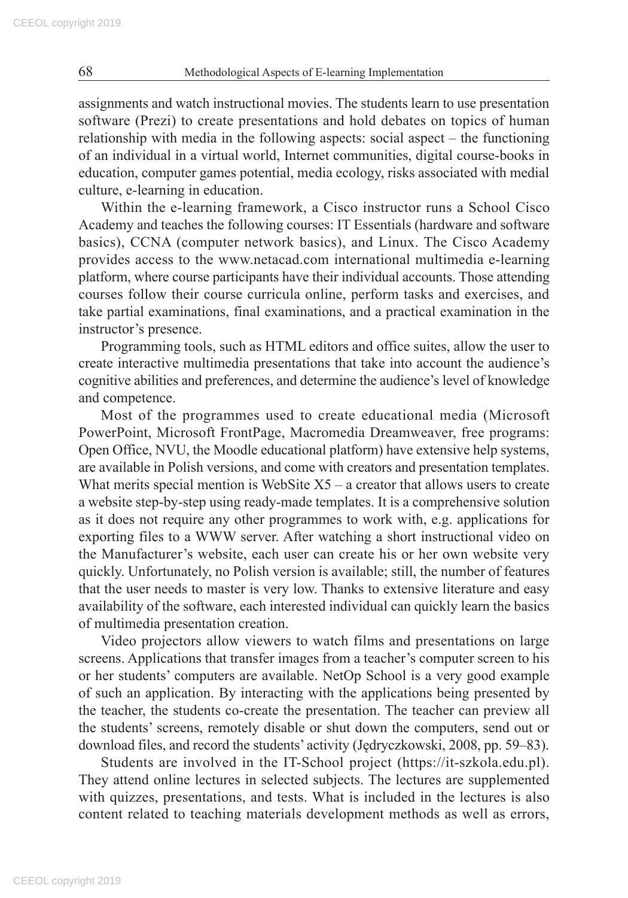assignments and watch instructional movies. The students learn to use presentation software (Prezi) to create presentations and hold debates on topics of human relationship with media in the following aspects: social aspect – the functioning of an individual in a virtual world, Internet communities, digital course-books in education, computer games potential, media ecology, risks associated with medial culture, e-learning in education.

Within the e-learning framework, a Cisco instructor runs a School Cisco Academy and teaches the following courses: IT Essentials (hardware and software basics), CCNA (computer network basics), and Linux. The Cisco Academy provides access to the www.netacad.com international multimedia e-learning platform, where course participants have their individual accounts. Those attending courses follow their course curricula online, perform tasks and exercises, and take partial examinations, final examinations, and a practical examination in the instructor's presence.

Programming tools, such as HTML editors and office suites, allow the user to create interactive multimedia presentations that take into account the audience's cognitive abilities and preferences, and determine the audience's level of knowledge and competence.

Most of the programmes used to create educational media (Microsoft PowerPoint, Microsoft FrontPage, Macromedia Dreamweaver, free programs: Open Office, NVU, the Moodle educational platform) have extensive help systems, are available in Polish versions, and come with creators and presentation templates. What merits special mention is WebSite X5 – a creator that allows users to create a website step-by-step using ready-made templates. It is a comprehensive solution as it does not require any other programmes to work with, e.g. applications for exporting files to a WWW server. After watching a short instructional video on the Manufacturer's website, each user can create his or her own website very quickly. Unfortunately, no Polish version is available; still, the number of features that the user needs to master is very low. Thanks to extensive literature and easy availability of the software, each interested individual can quickly learn the basics of multimedia presentation creation.

Video projectors allow viewers to watch films and presentations on large screens. Applications that transfer images from a teacher's computer screen to his or her students' computers are available. NetOp School is a very good example of such an application. By interacting with the applications being presented by the teacher, the students co-create the presentation. The teacher can preview all the students' screens, remotely disable or shut down the computers, send out or download files, and record the students' activity (Jędryczkowski, 2008, pp. 59–83).

Students are involved in the IT-School project (https://it-szkola.edu.pl). They attend online lectures in selected subjects. The lectures are supplemented with quizzes, presentations, and tests. What is included in the lectures is also content related to teaching materials development methods as well as errors,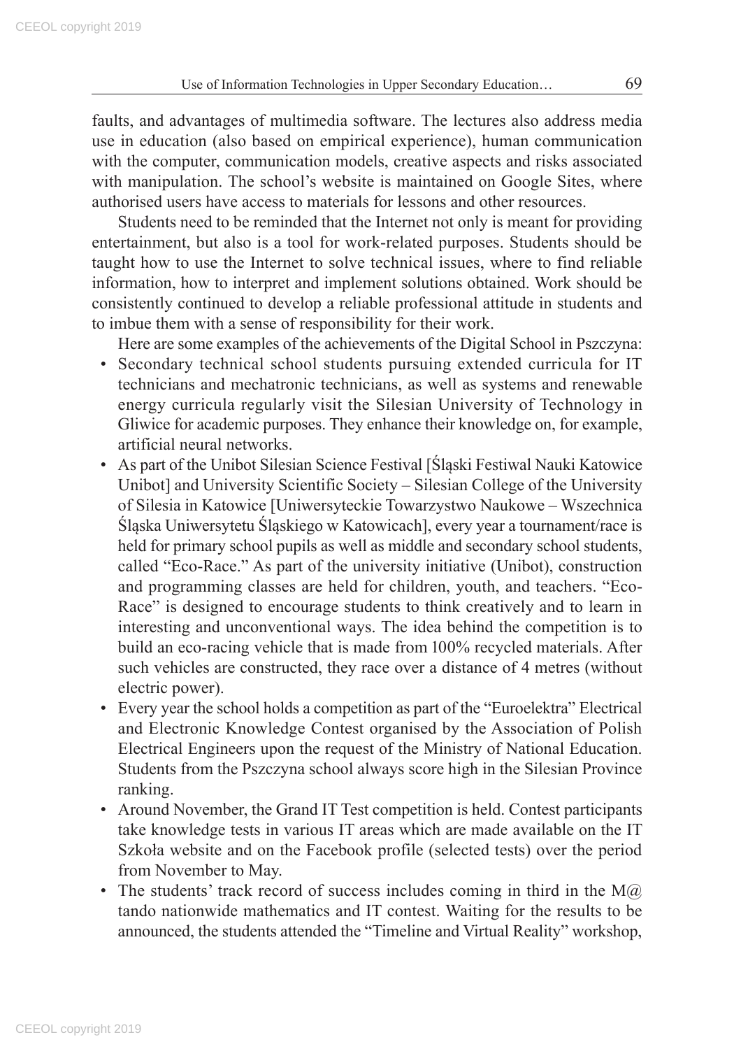faults, and advantages of multimedia software. The lectures also address media use in education (also based on empirical experience), human communication with the computer, communication models, creative aspects and risks associated with manipulation. The school's website is maintained on Google Sites, where authorised users have access to materials for lessons and other resources.

Students need to be reminded that the Internet not only is meant for providing entertainment, but also is a tool for work-related purposes. Students should be taught how to use the Internet to solve technical issues, where to find reliable information, how to interpret and implement solutions obtained. Work should be consistently continued to develop a reliable professional attitude in students and to imbue them with a sense of responsibility for their work.

Here are some examples of the achievements of the Digital School in Pszczyna:

- Secondary technical school students pursuing extended curricula for IT technicians and mechatronic technicians, as well as systems and renewable energy curricula regularly visit the Silesian University of Technology in Gliwice for academic purposes. They enhance their knowledge on, for example, artificial neural networks.
- As part of the Unibot Silesian Science Festival [Śląski Festiwal Nauki Katowice Unibot] and University Scientific Society – Silesian College of the University of Silesia in Katowice [Uniwersyteckie Towarzystwo Naukowe – Wszechnica Śląska Uniwersytetu Śląskiego w Katowicach], every year a tournament/race is held for primary school pupils as well as middle and secondary school students, called "Eco-Race." As part of the university initiative (Unibot), construction and programming classes are held for children, youth, and teachers. "Eco-Race" is designed to encourage students to think creatively and to learn in interesting and unconventional ways. The idea behind the competition is to build an eco-racing vehicle that is made from 100% recycled materials. After such vehicles are constructed, they race over a distance of 4 metres (without electric power).
- Every year the school holds a competition as part of the "Euroelektra" Electrical and Electronic Knowledge Contest organised by the Association of Polish Electrical Engineers upon the request of the Ministry of National Education. Students from the Pszczyna school always score high in the Silesian Province ranking.
- Around November, the Grand IT Test competition is held. Contest participants take knowledge tests in various IT areas which are made available on the IT Szkoła website and on the Facebook profile (selected tests) over the period from November to May.
- The students' track record of success includes coming in third in the M@tando nationwide mathematics and IT contest. Waiting for the results to be announced, the students attended the "Timeline and Virtual Reality" workshop,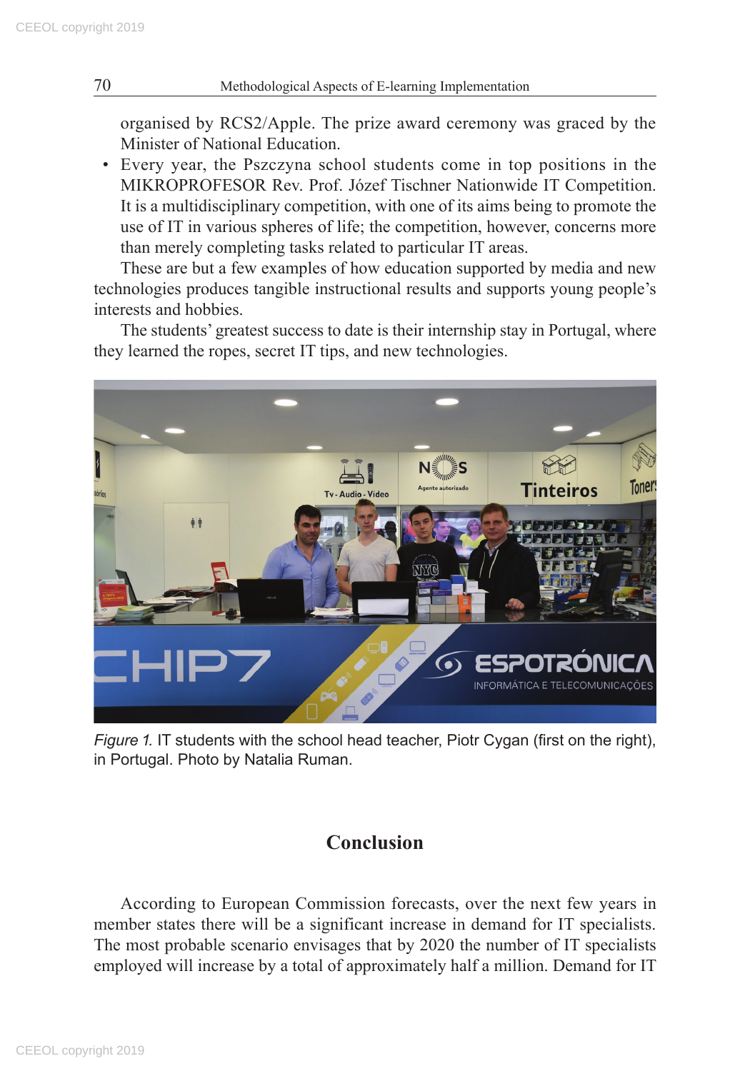organised by RCS2/Apple. The prize award ceremony was graced by the Minister of National Education.

- Every year, the Pszczyna school students come in top positions in the MIKROPROFESOR Rev. Prof. Józef Tischner Nationwide IT Competition. It is a multidisciplinary competition, with one of its aims being to promote the use of IT in various spheres of life; the competition, however, concerns more than merely completing tasks related to particular IT areas.

These are but a few examples of how education supported by media and new technologies produces tangible instructional results and supports young people's interests and hobbies.

The students' greatest success to date is their internship stay in Portugal, where they learned the ropes, secret IT tips, and new technologies.

*Figure 1.* IT students with the school head teacher, Piotr Cygan (first on the right), in Portugal. Photo by Natalia Ruman.

## Conclusion

According to European Commission forecasts, over the next few years in member states there will be a significant increase in demand for IT specialists. The most probable scenario envisages that by 2020 the number of IT specialists employed will increase by a total of approximately half a million. Demand for IT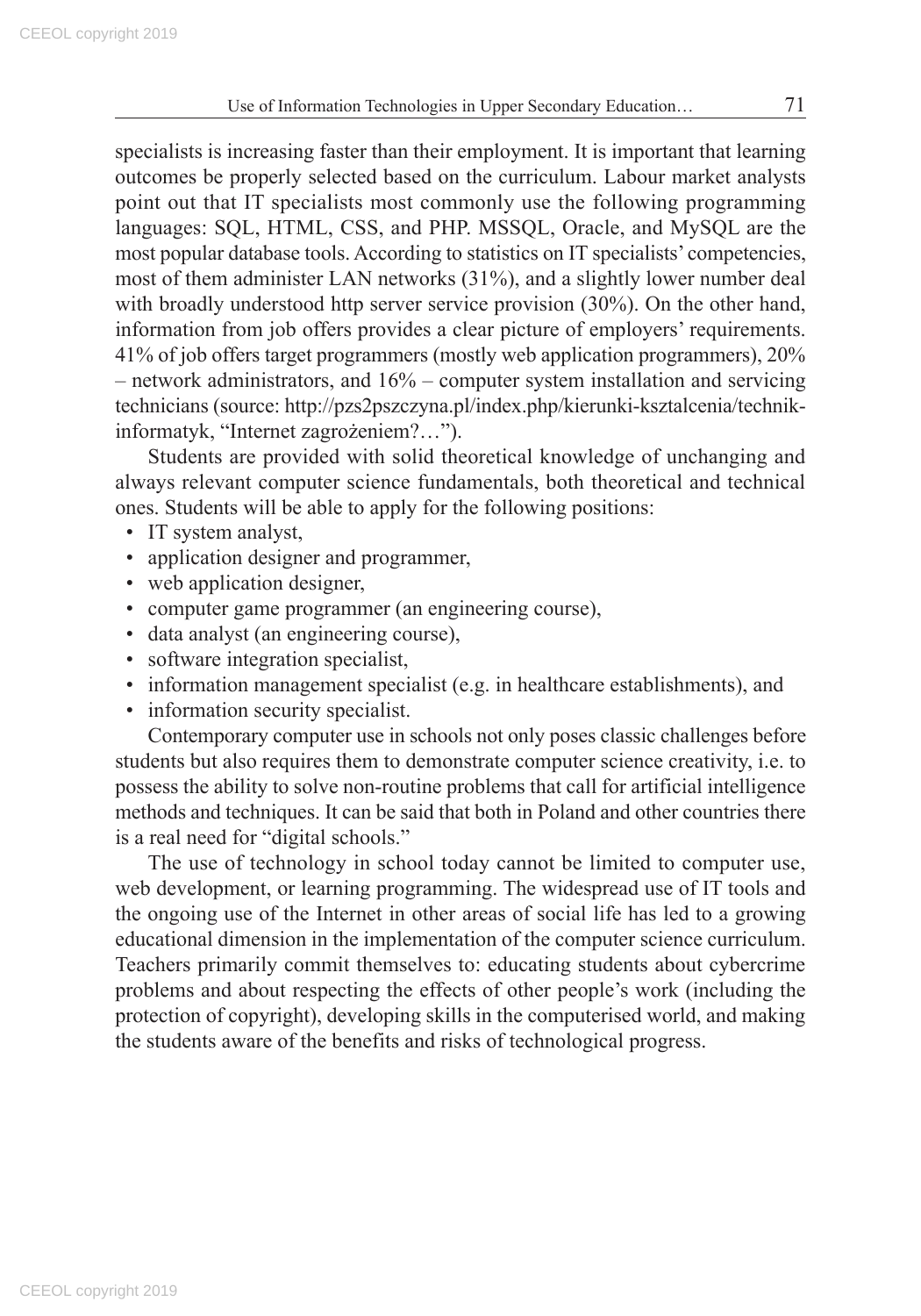specialists is increasing faster than their employment. It is important that learning outcomes be properly selected based on the curriculum. Labour market analysts point out that IT specialists most commonly use the following programming languages: SQL, HTML, CSS, and PHP. MSSQL, Oracle, and MySQL are the most popular database tools. According to statistics on IT specialists' competencies, most of them administer LAN networks (31%), and a slightly lower number deal with broadly understood http server service provision (30%). On the other hand, information from job offers provides a clear picture of employers' requirements. 41% of job offers target programmers (mostly web application programmers), 20% – network administrators, and 16% – computer system installation and servicing technicians (source: http://pzs2pszczyna.pl/index.php/kierunki-ksztalcenia/technik-informatyk, "Internet zagrożeniem?…").

Students are provided with solid theoretical knowledge of unchanging and always relevant computer science fundamentals, both theoretical and technical ones. Students will be able to apply for the following positions:

- IT system analyst,
- application designer and programmer,
- web application designer,
- computer game programmer (an engineering course),
- data analyst (an engineering course),
- software integration specialist,
- information management specialist (e.g. in healthcare establishments), and
- information security specialist.

Contemporary computer use in schools not only poses classic challenges before students but also requires them to demonstrate computer science creativity, i.e. to possess the ability to solve non-routine problems that call for artificial intelligence methods and techniques. It can be said that both in Poland and other countries there is a real need for "digital schools."

The use of technology in school today cannot be limited to computer use, web development, or learning programming. The widespread use of IT tools and the ongoing use of the Internet in other areas of social life has led to a growing educational dimension in the implementation of the computer science curriculum. Teachers primarily commit themselves to: educating students about cybercrime problems and about respecting the effects of other people's work (including the protection of copyright), developing skills in the computerised world, and making the students aware of the benefits and risks of technological progress.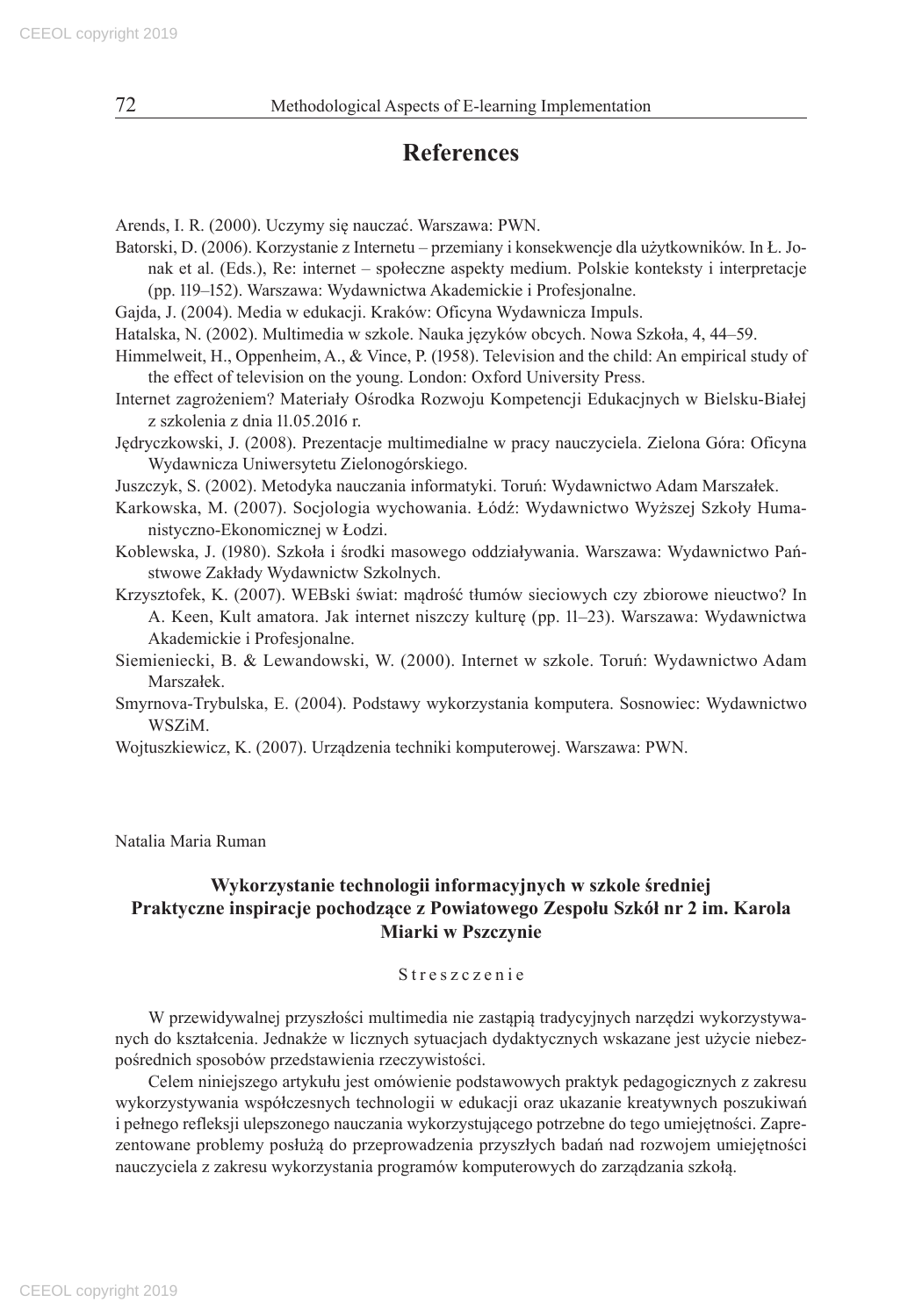## References

Arends, I. R. (2000). Uczymy się nauczać. Warszawa: PWN.

Batorski, D. (2006). Korzystanie z Internetu – przemiany i konsekwencje dla użytkowników. In Ł. Jonak et al. (Eds.), Re: internet – społeczne aspekty medium. Polskie konteksty i interpretacje (pp. 119–152). Warszawa: Wydawnictwa Akademickie i Profesjonalne.

Gajda, J. (2004). Media w edukacji. Kraków: Oficyna Wydawnicza Impuls.

Hatalska, N. (2002). Multimedia w szkole. Nauka języków obcych. Nowa Szkoła, 4, 44–59.

Himmelweit, H., Oppenheim, A., & Vince, P. (1958). Television and the child: An empirical study of the effect of television on the young. London: Oxford University Press.

Internet zagrożeniem? Materiały Ośrodka Rozwoju Kompetencji Edukacyjnych w Bielsku-Białej z szkolenia z dnia 11.05.2016 r.

Jędryczkowski, J. (2008). Prezentacje multimedialne w pracy nauczyciela. Zielona Góra: Oficyna Wydawnicza Uniwersytetu Zielonogórskiego.

Juszczyk, S. (2002). Metodyka nauczania informatyki. Toruń: Wydawnictwo Adam Marszałek.

Karkowska, M. (2007). Socjologia wychowania. Łódź: Wydawnictwo Wyższej Szkoły Humanistyczno-Ekonomicznej w Łodzi.

Koblewska, J. (1980). Szkoła i środki masowego oddziaływania. Warszawa: Wydawnictwo Państwowe Zakłady Wydawnictw Szkolnych.

Krzysztofek, K. (2007). WEBski świat: mądrość tłumów sieciowych czy zbiorowe nieuctwo? In A. Keen, Kult amatora. Jak internet niszczy kulturę (pp. 11–23). Warszawa: Wydawnictwa Akademickie i Profesjonalne.

Siemieniecki, B. & Lewandowski, W. (2000). Internet w szkole. Toruń: Wydawnictwo Adam Marszałek.

Smyrnova-Trybulska, E. (2004). Podstawy wykorzystania komputera. Sosnowiec: Wydawnictwo WSZiM.

Wojtuszkiewicz, K. (2007). Urządzenia techniki komputerowej. Warszawa: PWN.

Natalia Maria Ruman

**Wykorzystanie technologii informacyjnych w szkole średniej Praktyczne inspiracje pochodzące z Powiatowego Zespołu Szkół nr 2 im. Karola Miarki w Pszczynie**

Streszczenie

W przewidywalnej przyszłości multimedia nie zastąpią tradycyjnych narzędzi wykorzystywanych do kształcenia. Jednakże w licznych sytuacjach dydaktycznych wskazane jest użycie niebezpośrednich sposobów przedstawienia rzeczywistości.

Celem niniejszego artykułu jest omówienie podstawowych praktyk pedagogicznych z zakresu wykorzystywania współczesnych technologii w edukacji oraz ukazanie kreatywnych poszukiwań i pełnego refleksji ulepszonego nauczania wykorzystującego potrzebne do tego umiejętności. Zaprezentowane problemy posłużą do przeprowadzenia przyszłych badań nad rozwojem umiejętności nauczyciela z zakresu wykorzystania programów komputerowych do zarządzania szkołą.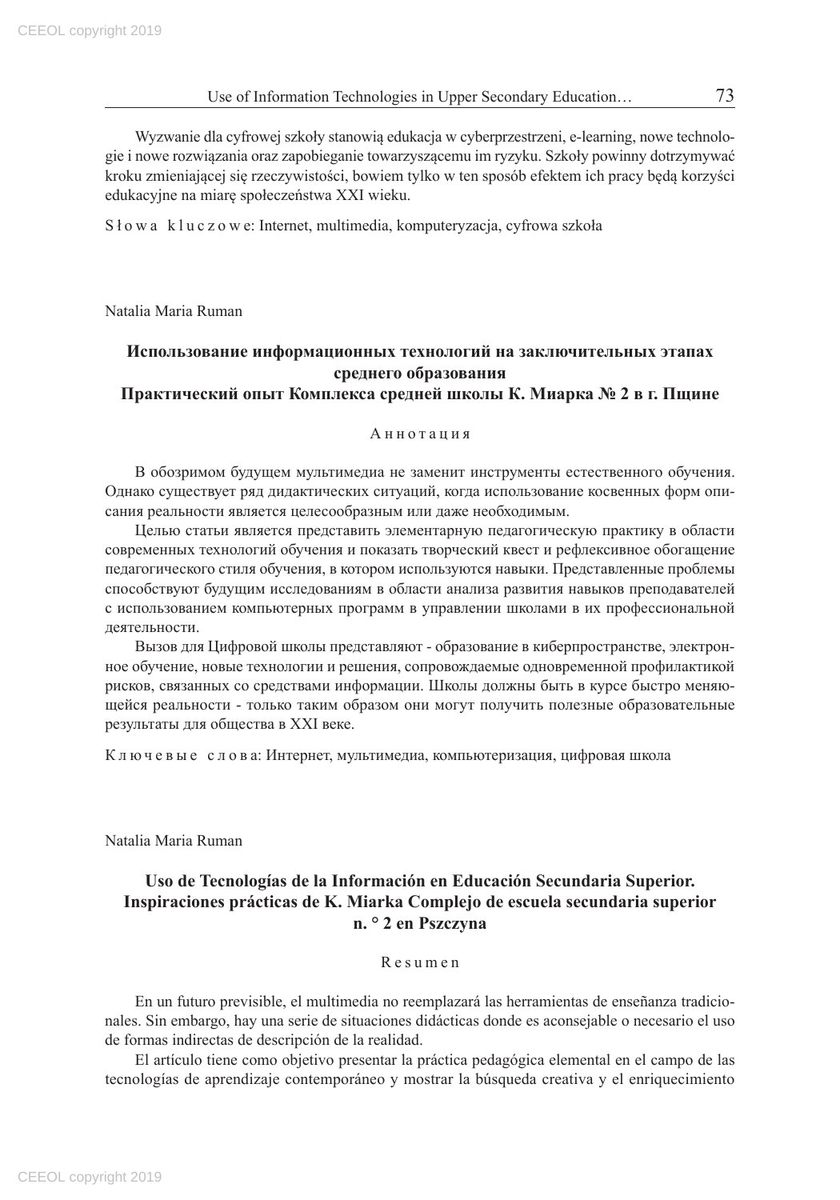Wyzwanie dla cyfrowej szkoły stanowią edukacja w cyberprzestrzeni, e-learning, nowe technologie i nowe rozwiązania oraz zapobieganie towarzyszącemu im ryzyku. Szkoły powinny dotrzymywać kroku zmieniającej się rzeczywistości, bowiem tylko w ten sposób efektem ich pracy będą korzyści edukacyjne na miarę społeczeństwa XXI wieku.

Słowa kluczowe: Internet, multimedia, komputeryzacja, cyfrowa szkoła

Natalia Maria Ruman

## Использование информационных технологий на заключительных этапах среднего образования Практический опыт Комплекса средней школы К. Миарка № 2 в г. Пщине

Аннотация

В обозримом будущем мультимедиа не заменит инструменты естественного обучения. Однако существует ряд дидактических ситуаций, когда использование косвенных форм описания реальности является целесообразным или даже необходимым.

Целью статьи является представить элементарную педагогическую практику в области современных технологий обучения и показать творческий квест и рефлексивное обогащение педагогического стиля обучения, в котором используются навыки. Представленные проблемы способствуют будущим исследованиям в области анализа развития навыков преподавателей с использованием компьютерных программ в управлении школами в их профессиональной деятельности.

Вызов для Цифровой школы представляют - образование в киберпространстве, электронное обучение, новые технологии и решения, сопровождаемые одновременной профилактикой рисков, связанных со средствами информации. Школы должны быть в курсе быстро меняющейся реальности - только таким образом они могут получить полезные образовательные результаты для общества в XXI веке.

Ключевые слова: Интернет, мультимедиа, компьютеризация, цифровая школа

Natalia Maria Ruman

## Uso de Tecnologías de la Información en Educación Secundaria Superior. Inspiraciones prácticas de K. Miarka Complejo de escuela secundaria superior n. ° 2 en Pszczyna

Resumen

En un futuro previsible, el multimedia no reemplazará las herramientas de enseñanza tradicionales. Sin embargo, hay una serie de situaciones didácticas donde es aconsejable o necesario el uso de formas indirectas de descripción de la realidad.

El artículo tiene como objetivo presentar la práctica pedagógica elemental en el campo de las tecnologías de aprendizaje contemporáneo y mostrar la búsqueda creativa y el enriquecimiento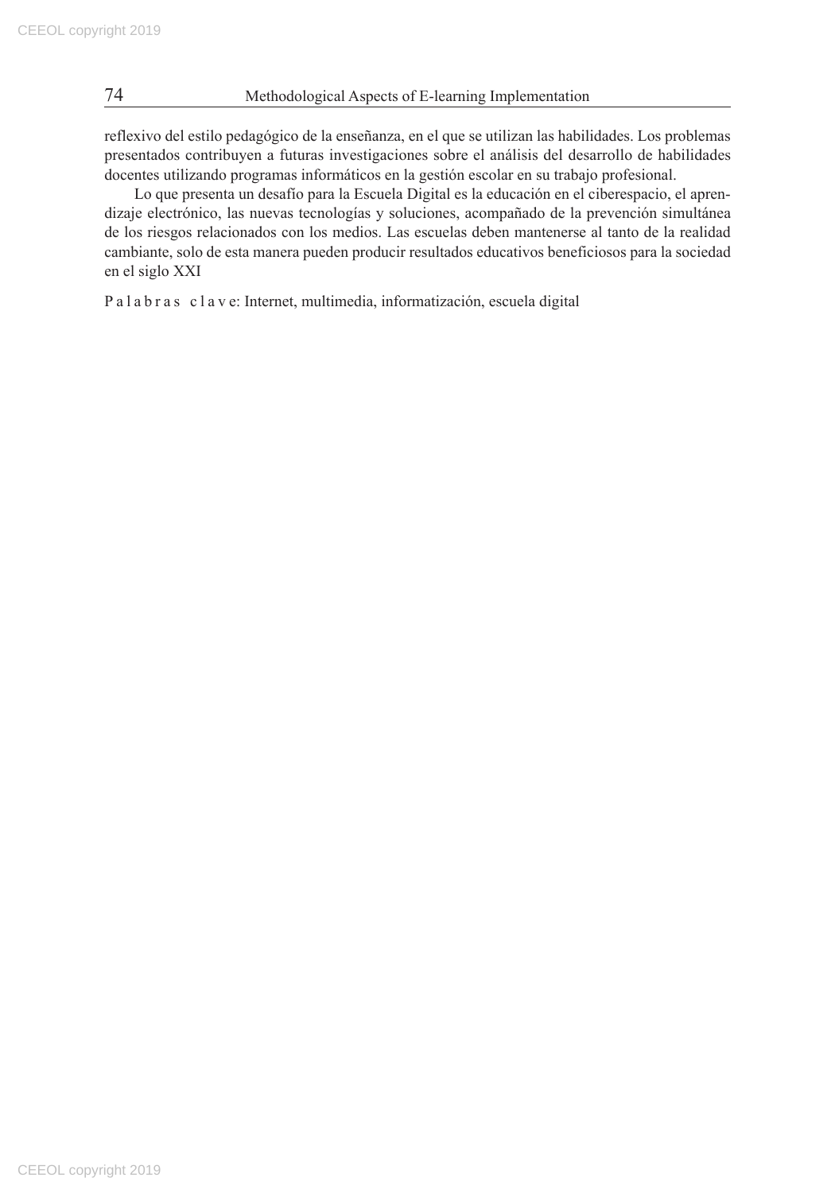reflexivo del estilo pedagógico de la enseñanza, en el que se utilizan las habilidades. Los problemas presentados contribuyen a futuras investigaciones sobre el análisis del desarrollo de habilidades docentes utilizando programas informáticos en la gestión escolar en su trabajo profesional.

Lo que presenta un desafío para la Escuela Digital es la educación en el ciberespacio, el aprendizaje electrónico, las nuevas tecnologías y soluciones, acompañado de la prevención simultánea de los riesgos relacionados con los medios. Las escuelas deben mantenerse al tanto de la realidad cambiante, solo de esta manera pueden producir resultados educativos beneficiosos para la sociedad en el siglo XXI

Palabras clave: Internet, multimedia, informatización, escuela digital